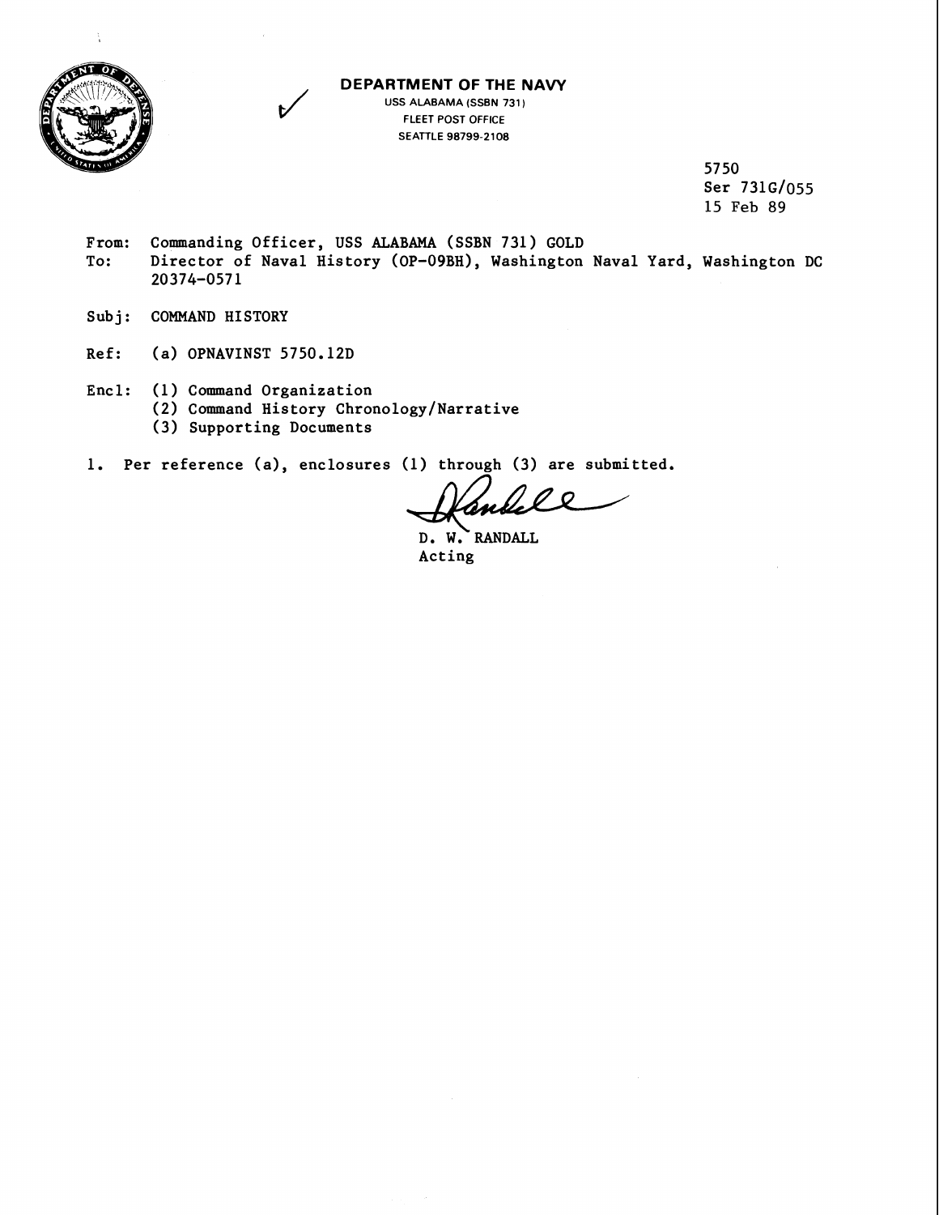**DEPARTMENT OF THE NAVY**
USS ALABAMA (SSBN 731)
FLEET POST OFFICE
SEATTLE 98799-2108

5750
Ser 731G/055
15 Feb 89

From: Commanding Officer, USS ALABAMA (SSBN 731) GOLD
To: Director of Naval History (OP-09BH), Washington Naval Yard, Washington DC 20374-0571

Subj: COMMAND HISTORY

Ref: (a) OPNAVINST 5750.12D

Encl: (1) Command Organization
(2) Command History Chronology/Narrative
(3) Supporting Documents

1. Per reference (a), enclosures (1) through (3) are submitted.

D. W. RANDALL
Acting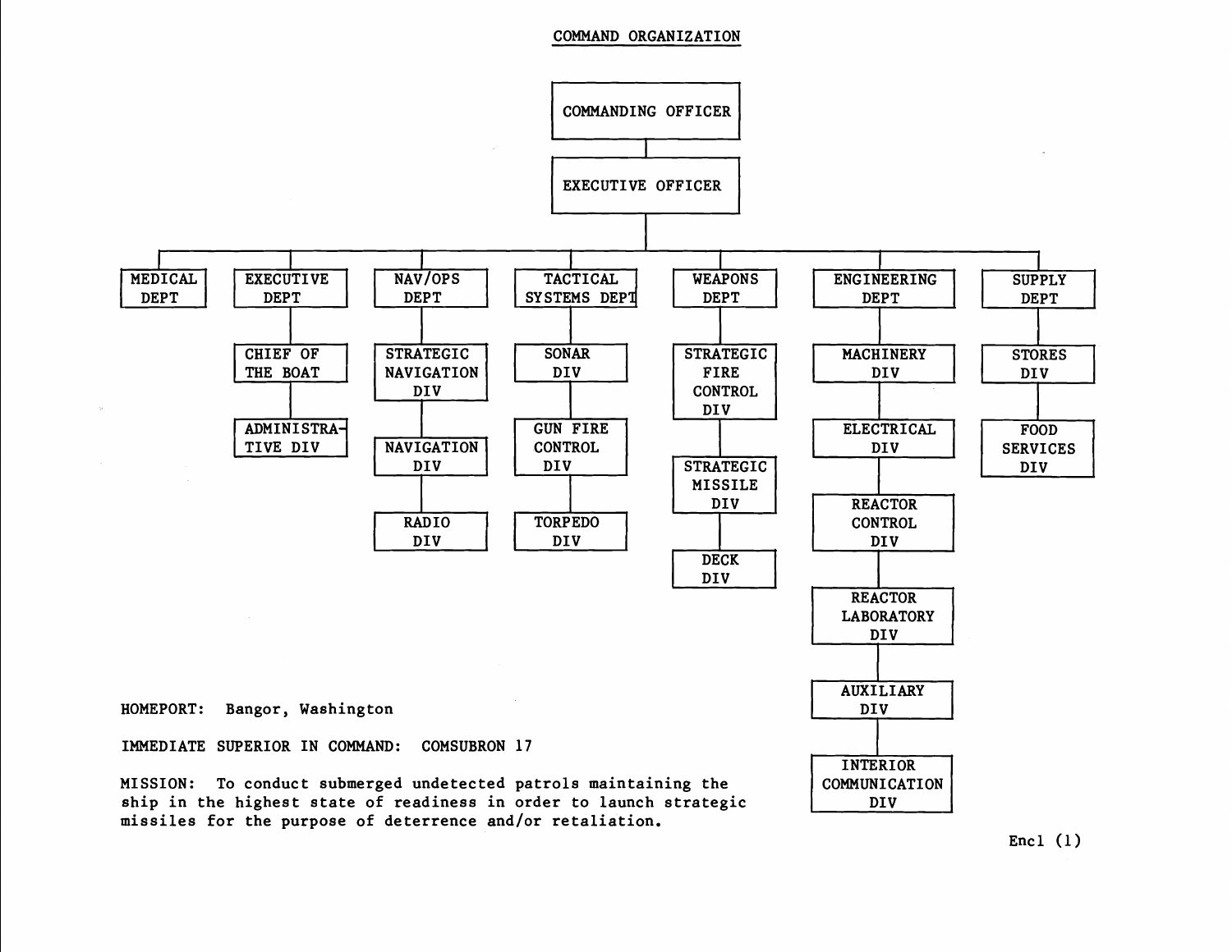# COMMAND ORGANIZATION

- **COMMANDING OFFICER**
  - **EXECUTIVE OFFICER**
    - **MEDICAL DEPT**
    - **EXECUTIVE DEPT**
      - CHIEF OF THE BOAT
        - ADMINISTRATIVE DIV
    - **NAV/OPS DEPT**
      - STRATEGIC NAVIGATION DIV
      - NAVIGATION DIV
      - RADIO DIV
    - **TACTICAL SYSTEMS DEPT**
      - SONAR DIV
      - GUN FIRE CONTROL DIV
      - TORPEDO DIV
    - **WEAPONS DEPT**
      - STRATEGIC FIRE CONTROL DIV
      - STRATEGIC MISSILE DIV
      - DECK DIV
    - **ENGINEERING DEPT**
      - MACHINERY DIV
      - ELECTRICAL DIV
      - REACTOR CONTROL DIV
      - REACTOR LABORATORY DIV
      - AUXILIARY DIV
      - INTERIOR COMMUNICATION DIV
    - **SUPPLY DEPT**
      - STORES DIV
      - FOOD SERVICES DIV

HOMEPORT: Bangor, Washington

IMMEDIATE SUPERIOR IN COMMAND: COMSUBRON 17

MISSION: To conduct submerged undetected patrols maintaining the ship in the highest state of readiness in order to launch strategic missiles for the purpose of deterrence and/or retaliation.

Encl (1)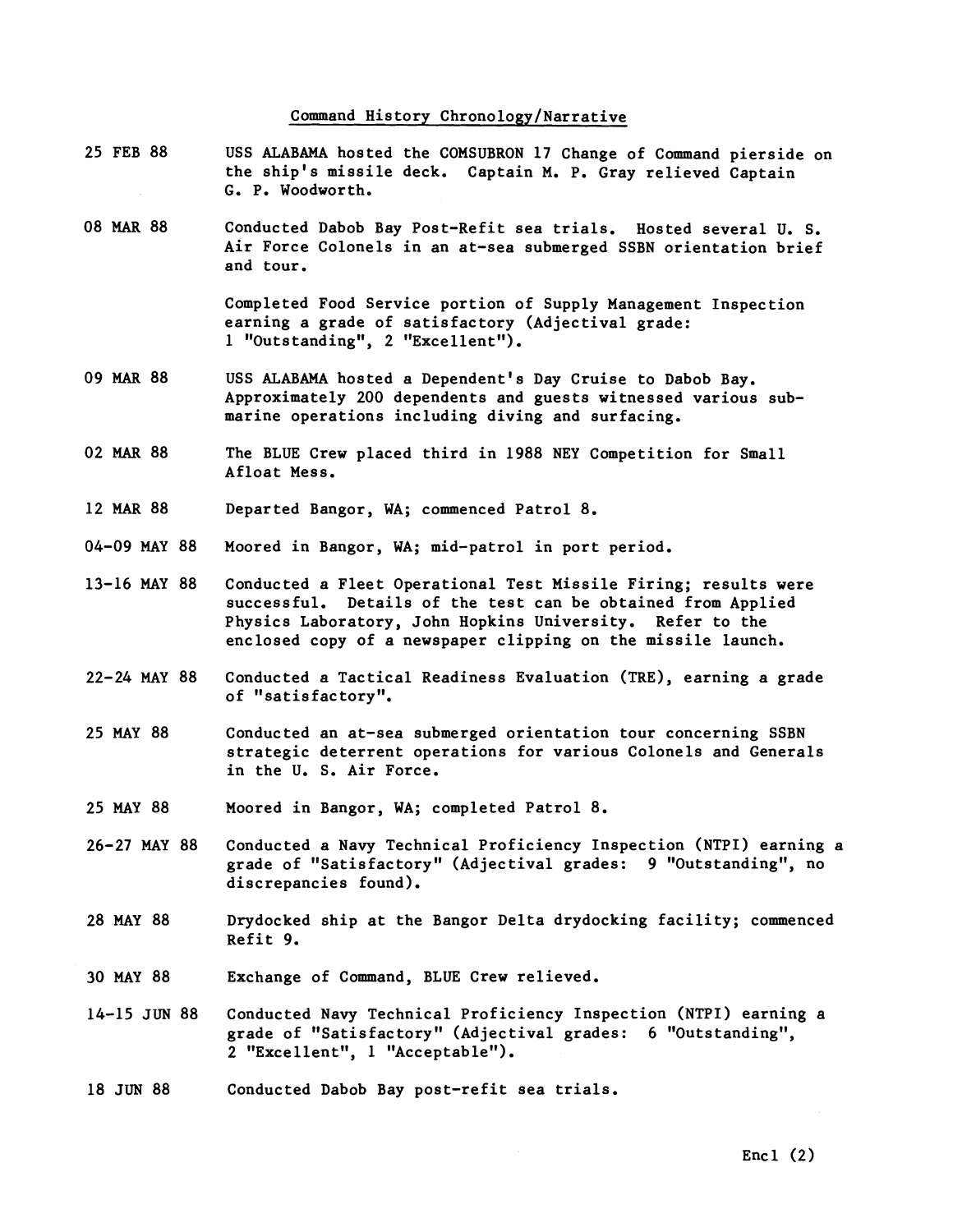# Command History Chronology/Narrative

| | |
|---|---|
| 25 FEB 88 | USS ALABAMA hosted the COMSUBRON 17 Change of Command pierside on the ship's missile deck. Captain M. P. Gray relieved Captain G. P. Woodworth. |
| 08 MAR 88 | Conducted Dabob Bay Post-Refit sea trials. Hosted several U. S. Air Force Colonels in an at-sea submerged SSBN orientation brief and tour.<br><br>Completed Food Service portion of Supply Management Inspection earning a grade of satisfactory (Adjectival grade: 1 "Outstanding", 2 "Excellent"). |
| 09 MAR 88 | USS ALABAMA hosted a Dependent's Day Cruise to Dabob Bay. Approximately 200 dependents and guests witnessed various submarine operations including diving and surfacing. |
| 02 MAR 88 | The BLUE Crew placed third in 1988 NEY Competition for Small Afloat Mess. |
| 12 MAR 88 | Departed Bangor, WA; commenced Patrol 8. |
| 04-09 MAY 88 | Moored in Bangor, WA; mid-patrol in port period. |
| 13-16 MAY 88 | Conducted a Fleet Operational Test Missile Firing; results were successful. Details of the test can be obtained from Applied Physics Laboratory, John Hopkins University. Refer to the enclosed copy of a newspaper clipping on the missile launch. |
| 22-24 MAY 88 | Conducted a Tactical Readiness Evaluation (TRE), earning a grade of "satisfactory". |
| 25 MAY 88 | Conducted an at-sea submerged orientation tour concerning SSBN strategic deterrent operations for various Colonels and Generals in the U. S. Air Force. |
| 25 MAY 88 | Moored in Bangor, WA; completed Patrol 8. |
| 26-27 MAY 88 | Conducted a Navy Technical Proficiency Inspection (NTPI) earning a grade of "Satisfactory" (Adjectival grades: 9 "Outstanding", no discrepancies found). |
| 28 MAY 88 | Drydocked ship at the Bangor Delta drydocking facility; commenced Refit 9. |
| 30 MAY 88 | Exchange of Command, BLUE Crew relieved. |
| 14-15 JUN 88 | Conducted Navy Technical Proficiency Inspection (NTPI) earning a grade of "Satisfactory" (Adjectival grades: 6 "Outstanding", 2 "Excellent", 1 "Acceptable"). |
| 18 JUN 88 | Conducted Dabob Bay post-refit sea trials. |

Encl (2)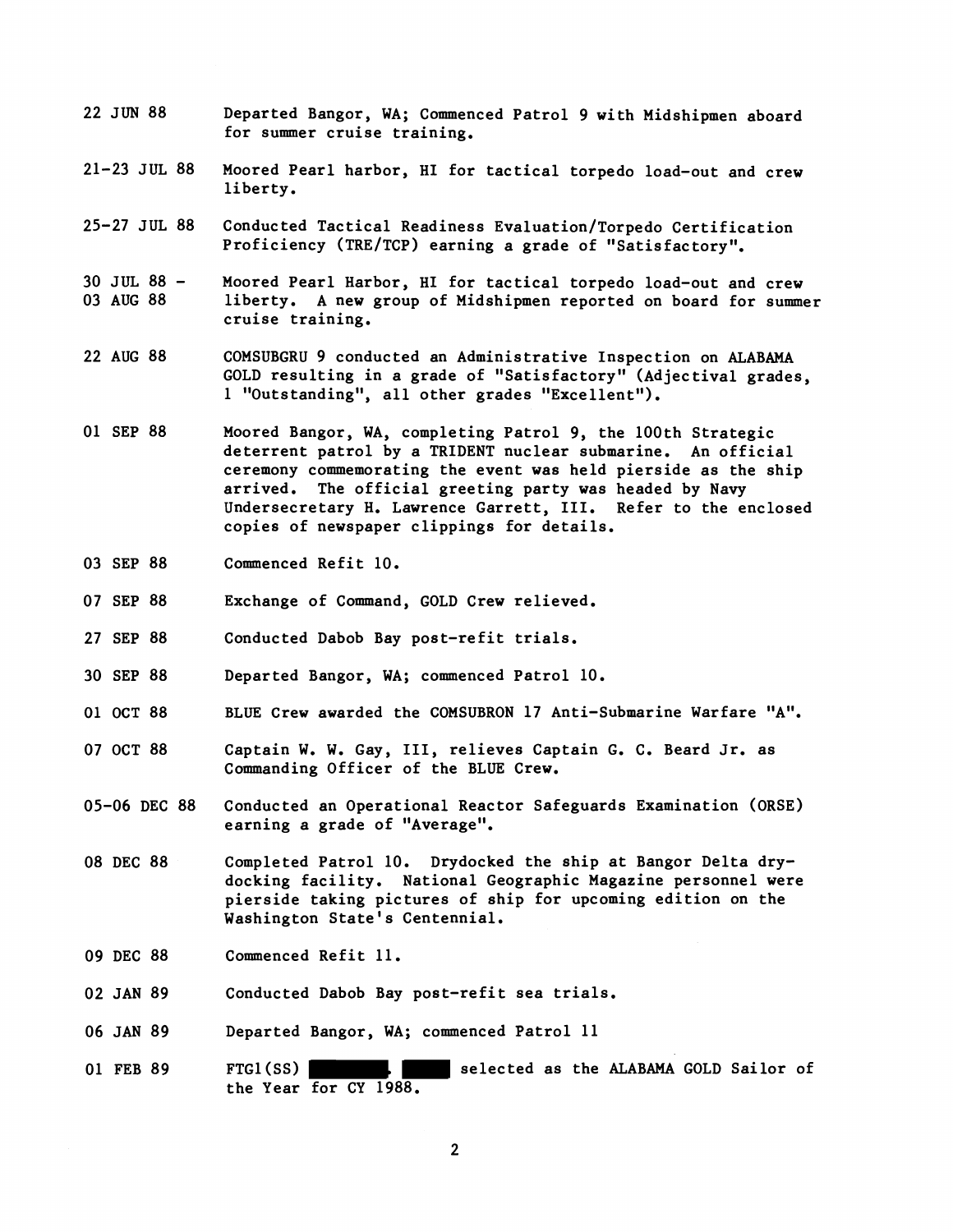22 JUN 88 Departed Bangor, WA; Commenced Patrol 9 with Midshipmen aboard for summer cruise training.

21-23 JUL 88 Moored Pearl harbor, HI for tactical torpedo load-out and crew liberty.

25-27 JUL 88 Conducted Tactical Readiness Evaluation/Torpedo Certification Proficiency (TRE/TCP) earning a grade of "Satisfactory".

30 JUL 88 - 03 AUG 88 Moored Pearl Harbor, HI for tactical torpedo load-out and crew liberty. A new group of Midshipmen reported on board for summer cruise training.

22 AUG 88 COMSUBGRU 9 conducted an Administrative Inspection on ALABAMA GOLD resulting in a grade of "Satisfactory" (Adjectival grades, 1 "Outstanding", all other grades "Excellent").

01 SEP 88 Moored Bangor, WA, completing Patrol 9, the 100th Strategic deterrent patrol by a TRIDENT nuclear submarine. An official ceremony commemorating the event was held pierside as the ship arrived. The official greeting party was headed by Navy Undersecretary H. Lawrence Garrett, III. Refer to the enclosed copies of newspaper clippings for details.

03 SEP 88 Commenced Refit 10.

07 SEP 88 Exchange of Command, GOLD Crew relieved.

27 SEP 88 Conducted Dabob Bay post-refit trials.

30 SEP 88 Departed Bangor, WA; commenced Patrol 10.

01 OCT 88 BLUE Crew awarded the COMSUBRON 17 Anti-Submarine Warfare "A".

07 OCT 88 Captain W. W. Gay, III, relieves Captain G. C. Beard Jr. as Commanding Officer of the BLUE Crew.

05-06 DEC 88 Conducted an Operational Reactor Safeguards Examination (ORSE) earning a grade of "Average".

08 DEC 88 Completed Patrol 10. Drydocked the ship at Bangor Delta dry-docking facility. National Geographic Magazine personnel were pierside taking pictures of ship for upcoming edition on the Washington State's Centennial.

09 DEC 88 Commenced Refit 11.

02 JAN 89 Conducted Dabob Bay post-refit sea trials.

06 JAN 89 Departed Bangor, WA; commenced Patrol 11

01 FEB 89 FTG1(SS) ██████, ████ selected as the ALABAMA GOLD Sailor of the Year for CY 1988.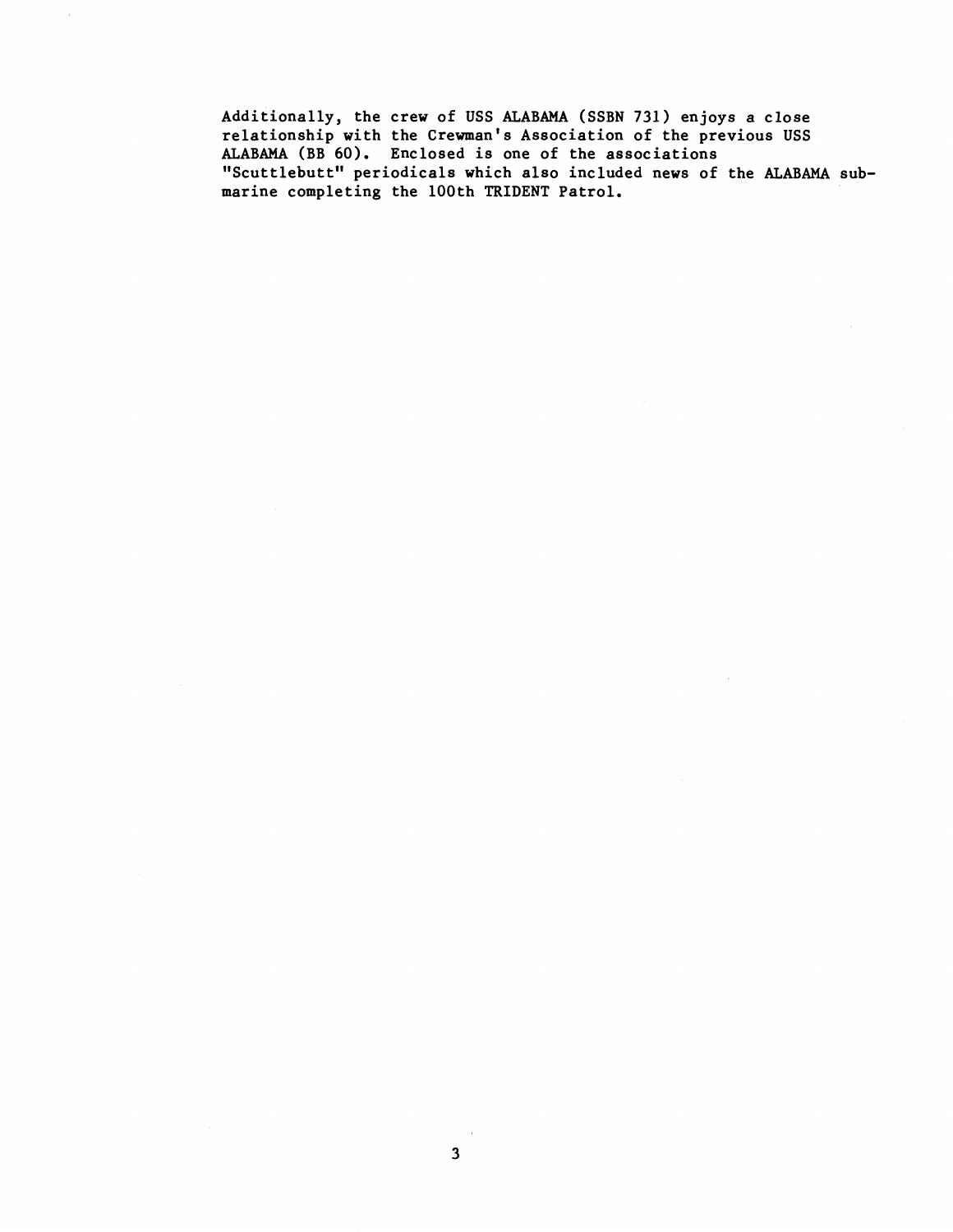Additionally, the crew of USS ALABAMA (SSBN 731) enjoys a close relationship with the Crewman's Association of the previous USS ALABAMA (BB 60). Enclosed is one of the associations "Scuttlebutt" periodicals which also included news of the ALABAMA submarine completing the 100th TRIDENT Patrol.